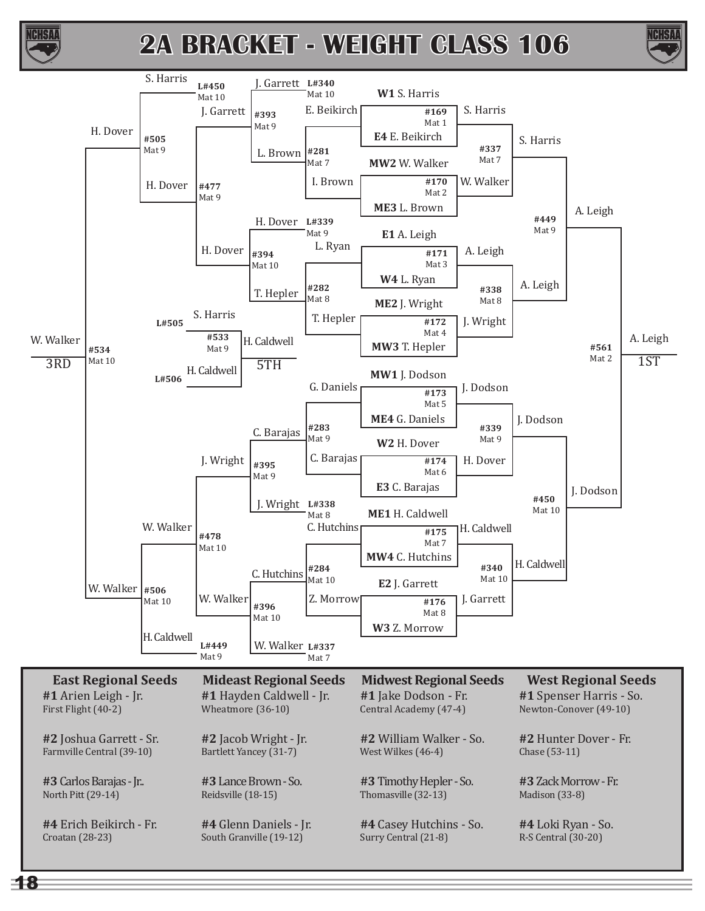# 2A BRACKET - WEIGHT CLASS 106

## First Round

| Match | Mat | Wrestler 1 | Wrestler 2 | Winner |
|---|---|---|---|---|
| #169 | Mat 1 | W1 S. Harris | E4 E. Beikirch | S. Harris |
| #170 | Mat 2 | MW2 W. Walker | ME3 L. Brown | W. Walker |
| #171 | Mat 3 | E1 A. Leigh | W4 L. Ryan | A. Leigh |
| #172 | Mat 4 | ME2 J. Wright | MW3 T. Hepler | J. Wright |
| #173 | Mat 5 | MW1 J. Dodson | ME4 G. Daniels | J. Dodson |
| #174 | Mat 6 | W2 H. Dover | E3 C. Barajas | H. Dover |
| #175 | Mat 7 | ME1 H. Caldwell | MW4 C. Hutchins | H. Caldwell |
| #176 | Mat 8 | E2 J. Garrett | W3 Z. Morrow | J. Garrett |

## Quarterfinals

| Match | Mat | Wrestler 1 | Wrestler 2 | Winner |
|---|---|---|---|---|
| #337 | Mat 7 | S. Harris | W. Walker | S. Harris |
| #338 | Mat 8 | A. Leigh | J. Wright | A. Leigh |
| #339 | Mat 9 | J. Dodson | H. Dover | J. Dodson |
| #340 | Mat 10 | H. Caldwell | J. Garrett | H. Caldwell |

## Semifinals

| Match | Mat | Wrestler 1 | Wrestler 2 | Winner |
|---|---|---|---|---|
| #449 | Mat 9 | S. Harris | A. Leigh | A. Leigh |
| #450 | Mat 10 | J. Dodson | H. Caldwell | J. Dodson |

## Championship

| Match | Mat | Wrestler 1 | Wrestler 2 | Winner |
|---|---|---|---|---|
| #561 | Mat 2 | A. Leigh | J. Dodson | A. Leigh – 1ST |

## Consolation Bracket

| Match | Mat | Wrestler 1 | Wrestler 2 | Winner |
|---|---|---|---|---|
| #281 | Mat 7 | E. Beikirch | I. Brown | L. Brown |
| #282 | Mat 8 | L. Ryan | T. Hepler | T. Hepler |
| #283 | Mat 9 | G. Daniels | C. Barajas | C. Barajas |
| #284 | Mat 10 | C. Hutchins | Z. Morrow | C. Hutchins |
| #393 | Mat 9 | J. Garrett (L#340, Mat 10) | L. Brown | J. Garrett |
| #394 | Mat 10 | H. Dover (L#339, Mat 9) | T. Hepler | H. Dover |
| #395 | Mat 9 | C. Barajas | J. Wright (L#338, Mat 8) | J. Wright |
| #396 | Mat 10 | C. Hutchins | W. Walker (L#337, Mat 7) | W. Walker |
| #477 | Mat 9 | J. Garrett | H. Dover | H. Dover |
| #478 | Mat 10 | J. Wright | W. Walker | W. Walker |
| #505 | Mat 9 | S. Harris (L#450, Mat 10) | H. Dover | H. Dover |
| #506 | Mat 10 | W. Walker | H. Caldwell (L#449, Mat 9) | W. Walker |
| #534 | Mat 10 | H. Dover | W. Walker | W. Walker – 3RD |
| #533 | Mat 9 | S. Harris (L#505) | H. Caldwell (L#506) | H. Caldwell – 5TH |

## Regional Seeds

| East Regional Seeds | Mideast Regional Seeds | Midwest Regional Seeds | West Regional Seeds |
|---|---|---|---|
| **#1** Arien Leigh - Jr.<br>First Flight (40-2) | **#1** Hayden Caldwell - Jr.<br>Wheatmore (36-10) | **#1** Jake Dodson - Fr.<br>Central Academy (47-4) | **#1** Spenser Harris - So.<br>Newton-Conover (49-10) |
| **#2** Joshua Garrett - Sr.<br>Farmville Central (39-10) | **#2** Jacob Wright - Jr.<br>Bartlett Yancey (31-7) | **#2** William Walker - So.<br>West Wilkes (46-4) | **#2** Hunter Dover - Fr.<br>Chase (53-11) |
| **#3** Carlos Barajas - Jr..<br>North Pitt (29-14) | **#3** Lance Brown - So.<br>Reidsville (18-15) | **#3** Timothy Hepler - So.<br>Thomasville (32-13) | **#3** Zack Morrow - Fr.<br>Madison (33-8) |
| **#4** Erich Beikirch - Fr.<br>Croatan (28-23) | **#4** Glenn Daniels - Jr.<br>South Granville (19-12) | **#4** Casey Hutchins - So.<br>Surry Central (21-8) | **#4** Loki Ryan - So.<br>R-S Central (30-20) |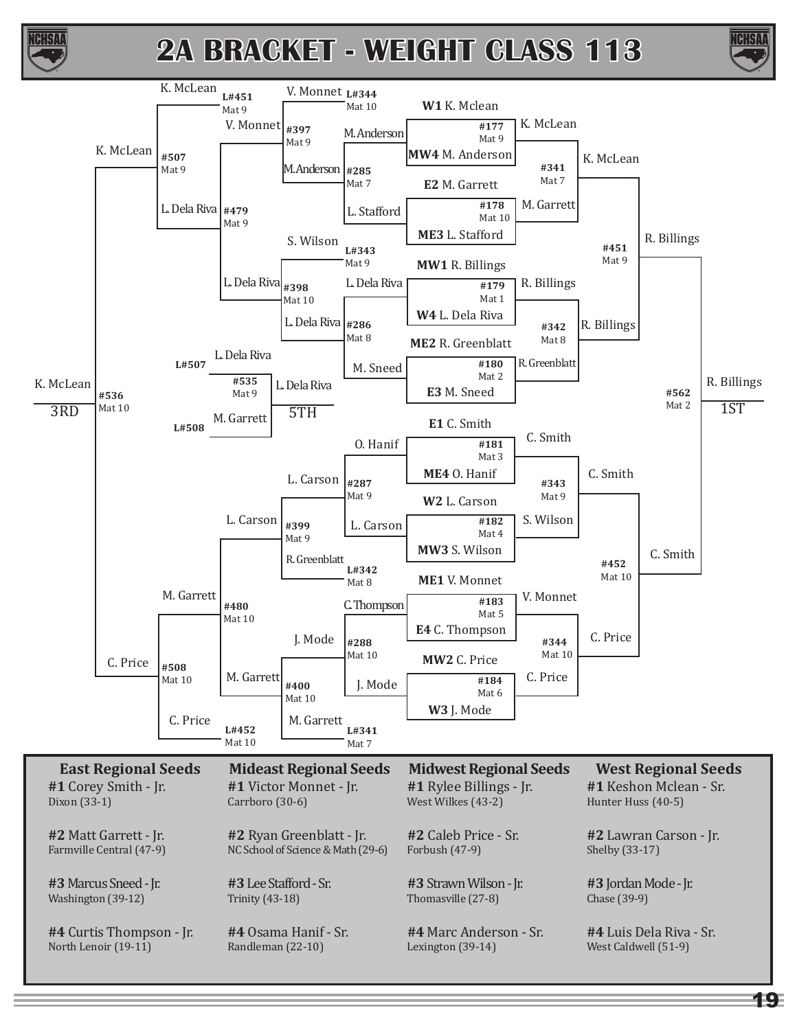# 2A BRACKET - WEIGHT CLASS 113

## Championship Bracket

| Match | Mat | Wrestler 1 | Wrestler 2 | Winner |
|---|---|---|---|---|
| #177 | Mat 9 | W1 K. Mclean | MW4 M. Anderson | K. McLean |
| #178 | Mat 10 | E2 M. Garrett | ME3 L. Stafford | M. Garrett |
| #179 | Mat 1 | MW1 R. Billings | W4 L. Dela Riva | R. Billings |
| #180 | Mat 2 | ME2 R. Greenblatt | E3 M. Sneed | R.Greenblatt |
| #181 | Mat 3 | E1 C. Smith | ME4 O. Hanif | C. Smith |
| #182 | Mat 4 | W2 L. Carson | MW3 S. Wilson | S. Wilson |
| #183 | Mat 5 | ME1 V. Monnet | E4 C. Thompson | V. Monnet |
| #184 | Mat 6 | MW2 C. Price | W3 J. Mode | C. Price |
| #341 | Mat 7 | K. McLean | M. Garrett | K. McLean |
| #342 | Mat 8 | R. Billings | R.Greenblatt | R. Billings |
| #343 | Mat 9 | C. Smith | S. Wilson | C. Smith |
| #344 | Mat 10 | V. Monnet | C. Price | C. Price |
| #451 | Mat 9 | K. McLean | R. Billings | R. Billings |
| #452 | Mat 10 | C. Smith | C. Price | C. Smith |
| #562 | Mat 2 | R. Billings | C. Smith | R. Billings – 1ST |

## Consolation Bracket

| Match | Mat | Wrestler 1 | Wrestler 2 | Winner |
|---|---|---|---|---|
| #285 | Mat 7 | M.Anderson | L. Stafford | M.Anderson |
| #286 | Mat 8 | L. Dela Riva | M. Sneed | L. Dela Riva |
| #287 | Mat 9 | O. Hanif | L. Carson | L. Carson |
| #288 | Mat 10 | C.Thompson | J. Mode | J. Mode |
| #397 | Mat 9 | V. Monnet (L#344) | M.Anderson | V. Monnet |
| #398 | Mat 10 | S. Wilson (L#343) | L. Dela Riva | L. Dela Riva |
| #399 | Mat 9 | L. Carson | R.Greenblatt (L#342) | L. Carson |
| #400 | Mat 10 | J. Mode | M. Garrett (L#341) | M. Garrett |
| #479 | Mat 9 | V. Monnet | L. Dela Riva | L. Dela Riva |
| #480 | Mat 10 | L. Carson | M. Garrett | M. Garrett |
| #507 | Mat 9 | K. McLean (L#451) | L. Dela Riva | K. McLean |
| #508 | Mat 10 | M. Garrett | C. Price (L#452) | C. Price |
| #535 | Mat 9 | L. Dela Riva (L#507) | M. Garrett (L#508) | L. Dela Riva – 5TH |
| #536 | Mat 10 | K. McLean | C. Price | K. McLean – 3RD |

## East Regional Seeds

**#1** Corey Smith - Jr.
Dixon (33-1)

**#2** Matt Garrett - Jr.
Farmville Central (47-9)

**#3** Marcus Sneed - Jr.
Washington (39-12)

**#4** Curtis Thompson - Jr.
North Lenoir (19-11)

## Mideast Regional Seeds

**#1** Victor Monnet - Jr.
Carrboro (30-6)

**#2** Ryan Greenblatt - Jr.
NC School of Science & Math (29-6)

**#3** Lee Stafford - Sr.
Trinity (43-18)

**#4** Osama Hanif - Sr.
Randleman (22-10)

## Midwest Regional Seeds

**#1** Rylee Billings - Jr.
West Wilkes (43-2)

**#2** Caleb Price - Sr.
Forbush (47-9)

**#3** Strawn Wilson - Jr.
Thomasville (27-8)

**#4** Marc Anderson - Sr.
Lexington (39-14)

## West Regional Seeds

**#1** Keshon Mclean - Sr.
Hunter Huss (40-5)

**#2** Lawran Carson - Jr.
Shelby (33-17)

**#3** Jordan Mode - Jr.
Chase (39-9)

**#4** Luis Dela Riva - Sr.
West Caldwell (51-9)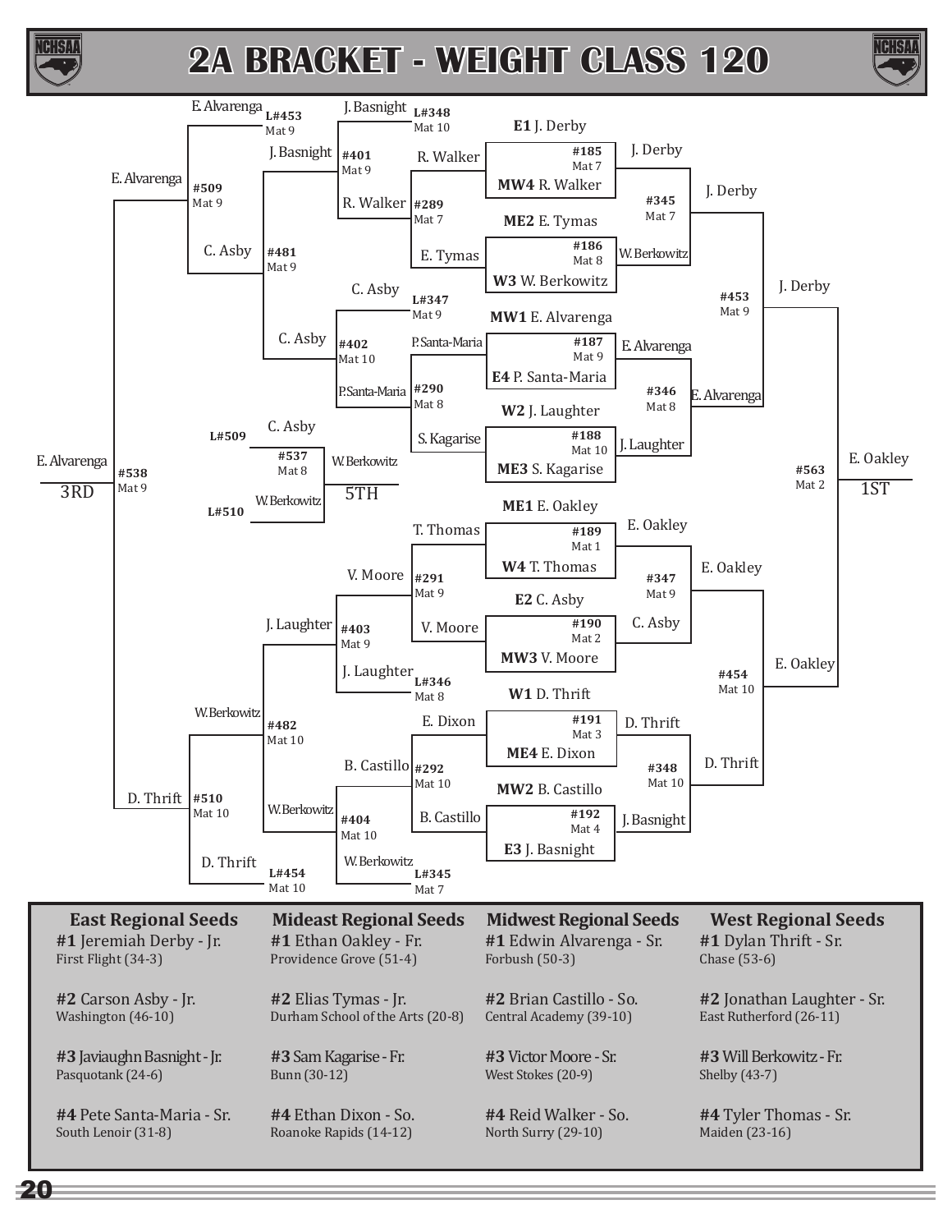# 2A BRACKET - WEIGHT CLASS 120

## Championship Bracket

### First Round

| Bout | Mat | Wrestler 1 | Wrestler 2 | Winner |
|---|---|---|---|---|
| #185 | Mat 7 | E1 J. Derby | MW4 R. Walker | J. Derby |
| #186 | Mat 8 | ME2 E. Tymas | W3 W. Berkowitz | W. Berkowitz |
| #187 | Mat 9 | MW1 E. Alvarenga | E4 P. Santa-Maria | E. Alvarenga |
| #188 | Mat 10 | W2 J. Laughter | ME3 S. Kagarise | J. Laughter |
| #189 | Mat 1 | ME1 E. Oakley | W4 T. Thomas | E. Oakley |
| #190 | Mat 2 | E2 C. Asby | MW3 V. Moore | C. Asby |
| #191 | Mat 3 | W1 D. Thrift | ME4 E. Dixon | D. Thrift |
| #192 | Mat 4 | MW2 B. Castillo | E3 J. Basnight | J. Basnight |

### Quarterfinals

| Bout | Mat | Wrestler 1 | Wrestler 2 | Winner |
|---|---|---|---|---|
| #345 | Mat 7 | J. Derby | W. Berkowitz | J. Derby |
| #346 | Mat 8 | E. Alvarenga | J. Laughter | E. Alvarenga |
| #347 | Mat 9 | E. Oakley | C. Asby | E. Oakley |
| #348 | Mat 10 | D. Thrift | J. Basnight | D. Thrift |

### Semifinals

| Bout | Mat | Wrestler 1 | Wrestler 2 | Winner |
|---|---|---|---|---|
| #453 | Mat 9 | J. Derby | E. Alvarenga | J. Derby |
| #454 | Mat 10 | E. Oakley | D. Thrift | E. Oakley |

### Final

| Bout | Mat | Wrestler 1 | Wrestler 2 | Winner |
|---|---|---|---|---|
| #563 | Mat 2 | J. Derby | E. Oakley | E. Oakley — 1ST |

## Consolation Bracket

| Bout | Mat | Wrestler 1 | Wrestler 2 | Winner |
|---|---|---|---|---|
| #289 | Mat 7 | R. Walker | E. Tymas | R. Walker |
| #290 | Mat 8 | P. Santa-Maria | S. Kagarise | P. Santa-Maria |
| #291 | Mat 9 | T. Thomas | V. Moore | V. Moore |
| #292 | Mat 10 | E. Dixon | B. Castillo | B. Castillo |
| #401 | Mat 9 | J. Basnight (L#348) | R. Walker | J. Basnight |
| #402 | Mat 10 | C. Asby (L#347) | P. Santa-Maria | C. Asby |
| #403 | Mat 9 | V. Moore | J. Laughter (L#346) | J. Laughter |
| #404 | Mat 10 | B. Castillo | W. Berkowitz (L#345) | W. Berkowitz |
| #481 | Mat 9 | J. Basnight | C. Asby | C. Asby |
| #482 | Mat 10 | J. Laughter | W. Berkowitz | W. Berkowitz |
| #509 | Mat 9 | E. Alvarenga (L#453) | C. Asby | E. Alvarenga |
| #510 | Mat 10 | W. Berkowitz | D. Thrift (L#454) | D. Thrift |
| #538 | Mat 9 | E. Alvarenga | D. Thrift | E. Alvarenga — 3RD |
| #537 | Mat 8 | C. Asby (L#509) | W. Berkowitz (L#510) | W. Berkowitz — 5TH |

## Regional Seeds

| East Regional Seeds | Mideast Regional Seeds | Midwest Regional Seeds | West Regional Seeds |
|---|---|---|---|
| **#1** Jeremiah Derby - Jr. First Flight (34-3) | **#1** Ethan Oakley - Fr. Providence Grove (51-4) | **#1** Edwin Alvarenga - Sr. Forbush (50-3) | **#1** Dylan Thrift - Sr. Chase (53-6) |
| **#2** Carson Asby - Jr. Washington (46-10) | **#2** Elias Tymas - Jr. Durham School of the Arts (20-8) | **#2** Brian Castillo - So. Central Academy (39-10) | **#2** Jonathan Laughter - Sr. East Rutherford (26-11) |
| **#3** Javiaughn Basnight - Jr. Pasquotank (24-6) | **#3** Sam Kagarise - Fr. Bunn (30-12) | **#3** Victor Moore - Sr. West Stokes (20-9) | **#3** Will Berkowitz - Fr. Shelby (43-7) |
| **#4** Pete Santa-Maria - Sr. South Lenoir (31-8) | **#4** Ethan Dixon - So. Roanoke Rapids (14-12) | **#4** Reid Walker - So. North Surry (29-10) | **#4** Tyler Thomas - Sr. Maiden (23-16) |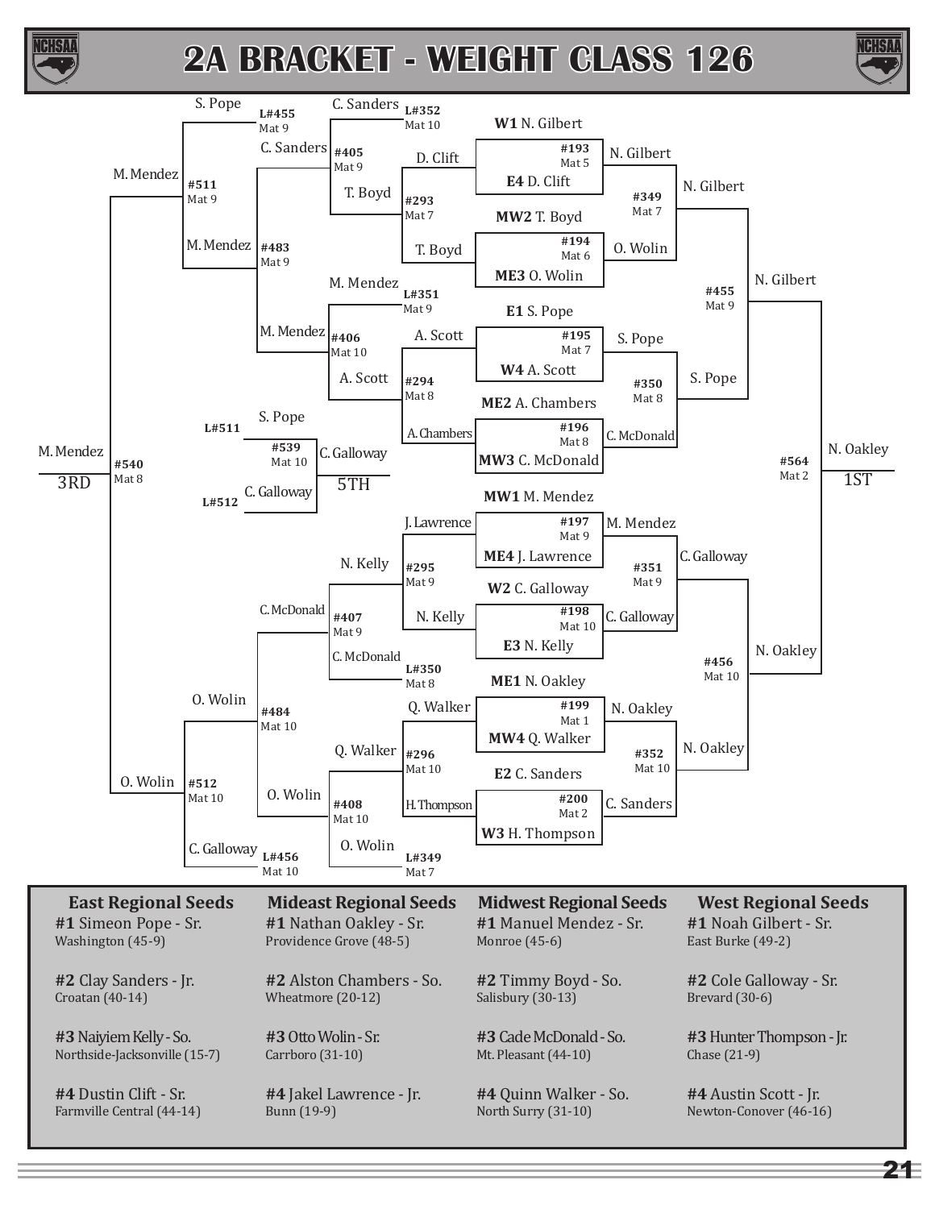# 2A BRACKET - WEIGHT CLASS 126

## Championship Bracket

### First Round

| Bout | Mat | Wrestler 1 | Wrestler 2 | Winner |
|---|---|---|---|---|
| #193 | Mat 5 | W1 N. Gilbert | E4 D. Clift | N. Gilbert |
| #194 | Mat 6 | MW2 T. Boyd | ME3 O. Wolin | O. Wolin |
| #195 | Mat 7 | E1 S. Pope | W4 A. Scott | S. Pope |
| #196 | Mat 8 | ME2 A. Chambers | MW3 C. McDonald | C. McDonald |
| #197 | Mat 9 | MW1 M. Mendez | ME4 J. Lawrence | M. Mendez |
| #198 | Mat 10 | W2 C. Galloway | E3 N. Kelly | C. Galloway |
| #199 | Mat 1 | ME1 N. Oakley | MW4 Q. Walker | N. Oakley |
| #200 | Mat 2 | E2 C. Sanders | W3 H. Thompson | C. Sanders |

### Quarterfinals

| Bout | Mat | Wrestler 1 | Wrestler 2 | Winner |
|---|---|---|---|---|
| #349 | Mat 7 | N. Gilbert | O. Wolin | N. Gilbert |
| #350 | Mat 8 | S. Pope | C. McDonald | S. Pope |
| #351 | Mat 9 | M. Mendez | C. Galloway | C. Galloway |
| #352 | Mat 10 | N. Oakley | C. Sanders | N. Oakley |

### Semifinals

| Bout | Mat | Wrestler 1 | Wrestler 2 | Winner |
|---|---|---|---|---|
| #455 | Mat 9 | N. Gilbert | S. Pope | N. Gilbert |
| #456 | Mat 10 | C. Galloway | N. Oakley | N. Oakley |

### Final

| Bout | Mat | Wrestler 1 | Wrestler 2 | Winner |
|---|---|---|---|---|
| #564 | Mat 2 | N. Gilbert | N. Oakley | N. Oakley (1ST) |

## Consolation Bracket

### First Round Consolation

| Bout | Mat | Wrestler 1 | Wrestler 2 | Winner |
|---|---|---|---|---|
| #293 | Mat 7 | D. Clift | T. Boyd | T. Boyd |
| #294 | Mat 8 | A. Scott | A. Chambers | A. Scott |
| #295 | Mat 9 | J. Lawrence | N. Kelly | N. Kelly |
| #296 | Mat 10 | Q. Walker | H. Thompson | Q. Walker |

### Second Round Consolation

| Bout | Mat | Wrestler 1 | Wrestler 2 | Winner |
|---|---|---|---|---|
| #405 | Mat 9 | C. Sanders (L#352, Mat 10) | T. Boyd | C. Sanders |
| #406 | Mat 10 | M. Mendez (L#351, Mat 9) | A. Scott | M. Mendez |
| #407 | Mat 9 | N. Kelly | C. McDonald (L#350, Mat 8) | C. McDonald |
| #408 | Mat 10 | Q. Walker | O. Wolin (L#349, Mat 7) | O. Wolin |

### Consolation Quarterfinals

| Bout | Mat | Wrestler 1 | Wrestler 2 | Winner |
|---|---|---|---|---|
| #483 | Mat 9 | C. Sanders | M. Mendez | M. Mendez |
| #484 | Mat 10 | C. McDonald | O. Wolin | O. Wolin |

### Consolation Semifinals

| Bout | Mat | Wrestler 1 | Wrestler 2 | Winner |
|---|---|---|---|---|
| #511 | Mat 9 | S. Pope (L#455, Mat 9) | M. Mendez | M. Mendez |
| #512 | Mat 10 | O. Wolin | C. Galloway (L#456, Mat 10) | O. Wolin |

### Third Place

| Bout | Mat | Wrestler 1 | Wrestler 2 | Winner |
|---|---|---|---|---|
| #540 | Mat 8 | M. Mendez | O. Wolin | M. Mendez (3RD) |

### Fifth Place

| Bout | Mat | Wrestler 1 | Wrestler 2 | Winner |
|---|---|---|---|---|
| #539 | Mat 10 | S. Pope (L#511) | C. Galloway (L#512) | C. Galloway (5TH) |

## Regional Seeds

**East Regional Seeds**

- **#1** Simeon Pope - Sr. — Washington (45-9)
- **#2** Clay Sanders - Jr. — Croatan (40-14)
- **#3** Naiyiem Kelly - So. — Northside-Jacksonville (15-7)
- **#4** Dustin Clift - Sr. — Farmville Central (44-14)

**Mideast Regional Seeds**

- **#1** Nathan Oakley - Sr. — Providence Grove (48-5)
- **#2** Alston Chambers - So. — Wheatmore (20-12)
- **#3** Otto Wolin - Sr. — Carrboro (31-10)
- **#4** Jakel Lawrence - Jr. — Bunn (19-9)

**Midwest Regional Seeds**

- **#1** Manuel Mendez - Sr. — Monroe (45-6)
- **#2** Timmy Boyd - So. — Salisbury (30-13)
- **#3** Cade McDonald - So. — Mt. Pleasant (44-10)
- **#4** Quinn Walker - So. — North Surry (31-10)

**West Regional Seeds**

- **#1** Noah Gilbert - Sr. — East Burke (49-2)
- **#2** Cole Galloway - Sr. — Brevard (30-6)
- **#3** Hunter Thompson - Jr. — Chase (21-9)
- **#4** Austin Scott - Jr. — Newton-Conover (46-16)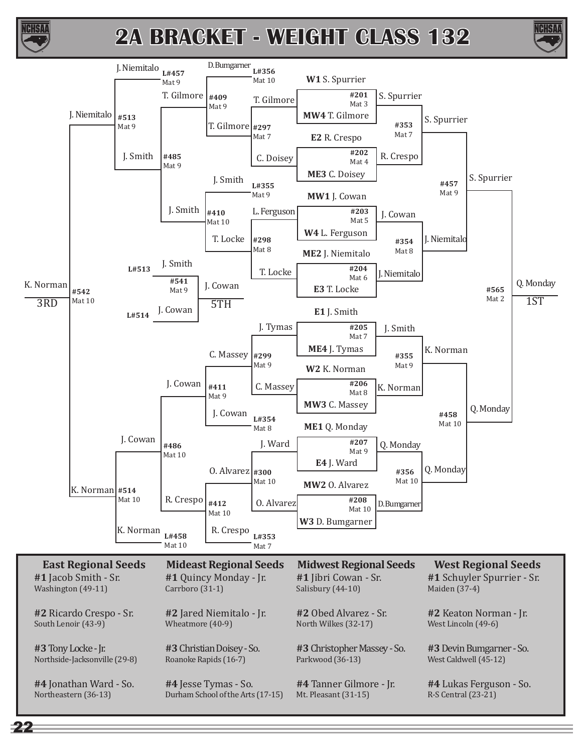# 2A BRACKET - WEIGHT CLASS 132

## Championship Bracket

| Bout | Mat | Matchup | Winner |
|---|---|---|---|
| #201 | Mat 3 | W1 S. Spurrier vs. MW4 T. Gilmore | S. Spurrier |
| #202 | Mat 4 | E2 R. Crespo vs. ME3 C. Doisey | R. Crespo |
| #203 | Mat 5 | MW1 J. Cowan vs. W4 L. Ferguson | J. Cowan |
| #204 | Mat 6 | ME2 J. Niemitalo vs. E3 T. Locke | J. Niemitalo |
| #205 | Mat 7 | E1 J. Smith vs. ME4 J. Tymas | J. Smith |
| #206 | Mat 8 | W2 K. Norman vs. MW3 C. Massey | K. Norman |
| #207 | Mat 9 | ME1 Q. Monday vs. E4 J. Ward | Q. Monday |
| #208 | Mat 10 | MW2 O. Alvarez vs. W3 D. Bumgarner | D.Bumgarner |
| #353 | Mat 7 | S. Spurrier vs. R. Crespo | S. Spurrier |
| #354 | Mat 8 | J. Cowan vs. J. Niemitalo | J. Niemitalo |
| #355 | Mat 9 | J. Smith vs. K. Norman | K. Norman |
| #356 | Mat 10 | Q. Monday vs. D.Bumgarner | Q. Monday |
| #457 | Mat 9 | S. Spurrier vs. J. Niemitalo | S. Spurrier |
| #458 | Mat 10 | K. Norman vs. Q. Monday | Q. Monday |
| #565 | Mat 2 | S. Spurrier vs. Q. Monday | Q. Monday - 1ST |

## Consolation Bracket

| Bout | Mat | Matchup | Winner |
|---|---|---|---|
| #297 | Mat 7 | T. Gilmore vs. C. Doisey | T. Gilmore |
| #298 | Mat 8 | L. Ferguson vs. T. Locke | T. Locke |
| #299 | Mat 9 | J. Tymas vs. C. Massey | C. Massey |
| #300 | Mat 10 | J. Ward vs. O. Alvarez | O. Alvarez |
| #409 | Mat 9 | D.Bumgarner (L#356, Mat 10) vs. T. Gilmore | T. Gilmore |
| #410 | Mat 10 | J. Smith (L#355, Mat 9) vs. T. Locke | J. Smith |
| #411 | Mat 9 | C. Massey vs. J. Cowan (L#354, Mat 8) | J. Cowan |
| #412 | Mat 10 | O. Alvarez vs. R. Crespo (L#353, Mat 7) | R. Crespo |
| #485 | Mat 9 | T. Gilmore vs. J. Smith | J. Smith |
| #486 | Mat 10 | J. Cowan vs. R. Crespo | J. Cowan |
| #513 | Mat 9 | J. Niemitalo (L#457, Mat 9) vs. J. Smith | J. Niemitalo |
| #514 | Mat 10 | J. Cowan vs. K. Norman (L#458, Mat 10) | K. Norman |
| #541 | Mat 9 | J. Smith (L#513) vs. J. Cowan (L#514) | J. Cowan - 5TH |
| #542 | Mat 10 | J. Niemitalo vs. K. Norman | K. Norman - 3RD |

## Regional Seeds

| East Regional Seeds | Mideast Regional Seeds | Midwest Regional Seeds | West Regional Seeds |
|---|---|---|---|
| **#1** Jacob Smith - Sr. Washington (49-11) | **#1** Quincy Monday - Jr. Carrboro (31-1) | **#1** Jibri Cowan - Sr. Salisbury (44-10) | **#1** Schuyler Spurrier - Sr. Maiden (37-4) |
| **#2** Ricardo Crespo - Sr. South Lenoir (43-9) | **#2** Jared Niemitalo - Jr. Wheatmore (40-9) | **#2** Obed Alvarez - Sr. North Wilkes (32-17) | **#2** Keaton Norman - Jr. West Lincoln (49-6) |
| **#3** Tony Locke - Jr. Northside-Jacksonville (29-8) | **#3** Christian Doisey - So. Roanoke Rapids (16-7) | **#3** Christopher Massey - So. Parkwood (36-13) | **#3** Devin Bumgarner - So. West Caldwell (45-12) |
| **#4** Jonathan Ward - So. Northeastern (36-13) | **#4** Jesse Tymas - So. Durham School of the Arts (17-15) | **#4** Tanner Gilmore - Jr. Mt. Pleasant (31-15) | **#4** Lukas Ferguson - So. R-S Central (23-21) |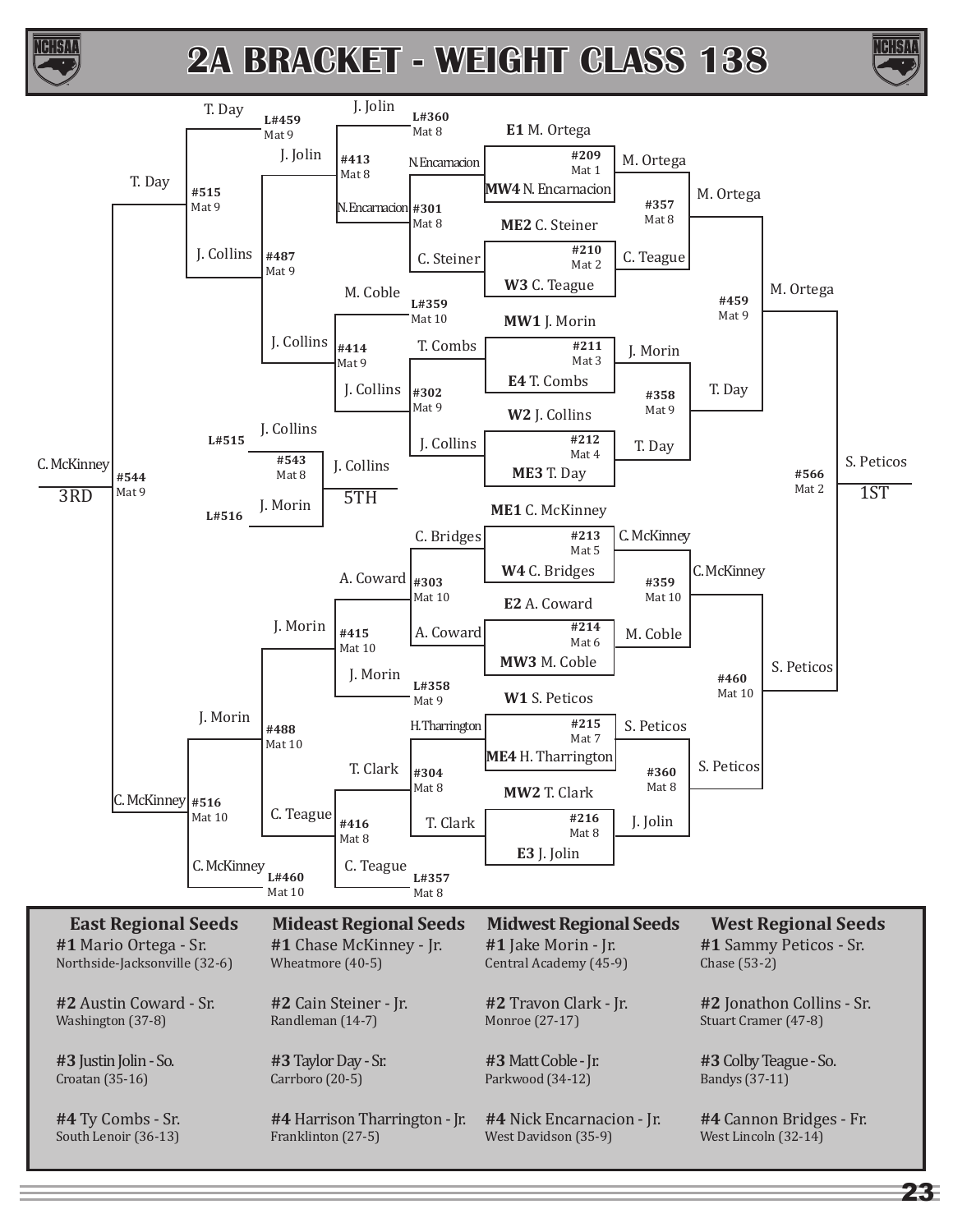# 2A BRACKET - WEIGHT CLASS 138

## Championship Bracket

| Bout | Mat | Matchup | Winner |
|---|---|---|---|
| #209 | Mat 1 | E1 M. Ortega vs. MW4 N. Encarnacion | M. Ortega |
| #210 | Mat 2 | ME2 C. Steiner vs. W3 C. Teague | C. Teague |
| #211 | Mat 3 | MW1 J. Morin vs. E4 T. Combs | J. Morin |
| #212 | Mat 4 | W2 J. Collins vs. ME3 T. Day | T. Day |
| #213 | Mat 5 | ME1 C. McKinney vs. W4 C. Bridges | C. McKinney |
| #214 | Mat 6 | E2 A. Coward vs. MW3 M. Coble | M. Coble |
| #215 | Mat 7 | W1 S. Peticos vs. ME4 H. Tharrington | S. Peticos |
| #216 | Mat 8 | MW2 T. Clark vs. E3 J. Jolin | J. Jolin |
| #357 | Mat 8 | M. Ortega vs. C. Teague | M. Ortega |
| #358 | Mat 9 | J. Morin vs. T. Day | T. Day |
| #359 | Mat 10 | C. McKinney vs. M. Coble | C. McKinney |
| #360 | Mat 8 | S. Peticos vs. J. Jolin | S. Peticos |
| #459 | Mat 9 | M. Ortega vs. T. Day | M. Ortega |
| #460 | Mat 10 | C. McKinney vs. S. Peticos | S. Peticos |
| #566 | Mat 2 | M. Ortega vs. S. Peticos | S. Peticos — 1ST |

## Consolation Bracket

| Bout | Mat | Matchup | Winner |
|---|---|---|---|
| #301 | Mat 8 | N. Encarnacion vs. C. Steiner | N. Encarnacion |
| #302 | Mat 9 | T. Combs vs. J. Collins | J. Collins |
| #303 | Mat 10 | C. Bridges vs. A. Coward | A. Coward |
| #304 | Mat 8 | H. Tharrington vs. T. Clark | T. Clark |
| #413 | Mat 8 | J. Jolin (L#360, Mat 8) vs. N. Encarnacion | J. Jolin |
| #414 | Mat 9 | M. Coble (L#359, Mat 10) vs. J. Collins | J. Collins |
| #415 | Mat 10 | A. Coward vs. J. Morin (L#358, Mat 9) | J. Morin |
| #416 | Mat 8 | T. Clark vs. C. Teague (L#357, Mat 8) | C. Teague |
| #487 | Mat 9 | J. Jolin vs. J. Collins | J. Collins |
| #488 | Mat 10 | J. Morin vs. C. Teague | J. Morin |
| #515 | Mat 9 | T. Day (L#459, Mat 9) vs. J. Collins | T. Day |
| #516 | Mat 10 | J. Morin vs. C. McKinney (L#460, Mat 10) | C. McKinney |
| #544 | Mat 9 | T. Day vs. C. McKinney | C. McKinney — 3RD |
| #543 | Mat 8 | J. Collins (L#515) vs. J. Morin (L#516) | J. Collins — 5TH |

## Regional Seeds

| East Regional Seeds | Mideast Regional Seeds | Midwest Regional Seeds | West Regional Seeds |
|---|---|---|---|
| **#1** Mario Ortega - Sr.<br>Northside-Jacksonville (32-6) | **#1** Chase McKinney - Jr.<br>Wheatmore (40-5) | **#1** Jake Morin - Jr.<br>Central Academy (45-9) | **#1** Sammy Peticos - Sr.<br>Chase (53-2) |
| **#2** Austin Coward - Sr.<br>Washington (37-8) | **#2** Cain Steiner - Jr.<br>Randleman (14-7) | **#2** Travon Clark - Jr.<br>Monroe (27-17) | **#2** Jonathon Collins - Sr.<br>Stuart Cramer (47-8) |
| **#3** Justin Jolin - So.<br>Croatan (35-16) | **#3** Taylor Day - Sr.<br>Carrboro (20-5) | **#3** Matt Coble - Jr.<br>Parkwood (34-12) | **#3** Colby Teague - So.<br>Bandys (37-11) |
| **#4** Ty Combs - Sr.<br>South Lenoir (36-13) | **#4** Harrison Tharrington - Jr.<br>Franklinton (27-5) | **#4** Nick Encarnacion - Jr.<br>West Davidson (35-9) | **#4** Cannon Bridges - Fr.<br>West Lincoln (32-14) |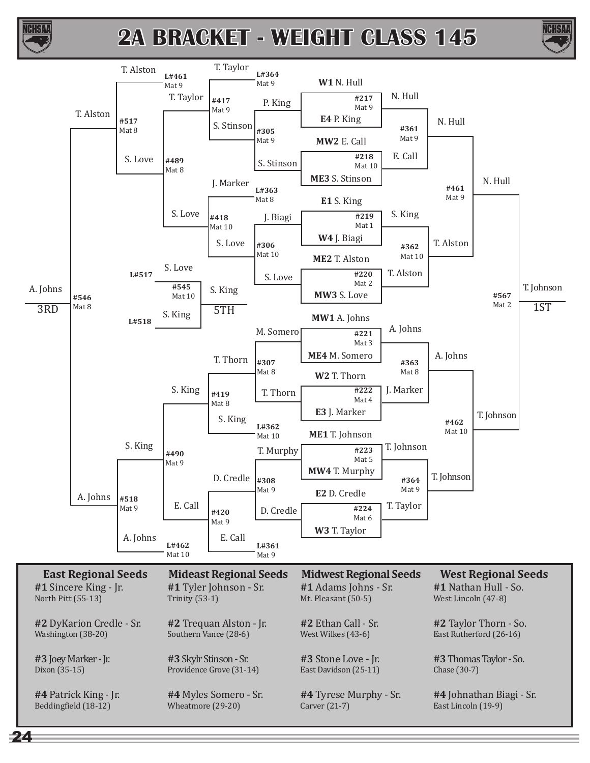# 2A BRACKET - WEIGHT CLASS 145

## Championship Bracket

| Bout | Mat | Wrestler 1 | Wrestler 2 | Winner |
|---|---|---|---|---|
| #217 | Mat 9 | W1 N. Hull | E4 P. King | N. Hull |
| #218 | Mat 10 | MW2 E. Call | ME3 S. Stinson | S. Stinson |
| #219 | Mat 1 | E1 S. King | W4 J. Biagi | J. Biagi |
| #220 | Mat 2 | ME2 T. Alston | MW3 S. Love | S. Love |
| #221 | Mat 3 | MW1 A. Johns | ME4 M. Somero | M. Somero |
| #222 | Mat 4 | W2 T. Thorn | E3 J. Marker | T. Thorn |
| #223 | Mat 5 | ME1 T. Johnson | MW4 T. Murphy | T. Murphy |
| #224 | Mat 6 | E2 D. Credle | W3 T. Taylor | D. Credle |
| #361 | Mat 9 | N. Hull | E. Call | N. Hull |
| #362 | Mat 10 | S. King | T. Alston | T. Alston |
| #363 | Mat 8 | A. Johns | J. Marker | A. Johns |
| #364 | Mat 9 | T. Johnson | T. Taylor | T. Johnson |
| #461 | Mat 9 | N. Hull | T. Alston | N. Hull |
| #462 | Mat 10 | A. Johns | T. Johnson | T. Johnson |
| #567 | Mat 2 | N. Hull | T. Johnson | T. Johnson - 1ST |

## Consolation Bracket

| Bout | Mat | Wrestler 1 | Wrestler 2 | Winner |
|---|---|---|---|---|
| #305 | Mat 9 | P. King | S. Stinson | S. Stinson |
| #306 | Mat 10 | J. Biagi | S. Love | S. Love |
| #307 | Mat 8 | M. Somero | T. Thorn | T. Thorn |
| #308 | Mat 9 | T. Murphy | D. Credle | D. Credle |
| #417 | Mat 9 | T. Taylor (L#364) | S. Stinson | T. Taylor |
| #418 | Mat 10 | J. Marker (L#363) | S. Love | S. Love |
| #419 | Mat 8 | T. Thorn | S. King (L#362) | S. King |
| #420 | Mat 9 | D. Credle | E. Call (L#361) | E. Call |
| #489 | Mat 8 | T. Taylor | S. Love | S. Love |
| #490 | Mat 9 | S. King | E. Call | S. King |
| #517 | Mat 8 | T. Alston (L#461) | S. Love | T. Alston |
| #518 | Mat 9 | S. King | A. Johns (L#462) | A. Johns |
| #546 | Mat 8 | T. Alston | A. Johns | A. Johns - 3RD |
| #545 | Mat 10 | S. Love (L#517) | S. King (L#518) | S. King - 5TH |

| East Regional Seeds | Mideast Regional Seeds | Midwest Regional Seeds | West Regional Seeds |
|---|---|---|---|
| **#1** Sincere King - Jr. North Pitt (55-13) | **#1** Tyler Johnson - Sr. Trinity (53-1) | **#1** Adams Johns - Sr. Mt. Pleasant (50-5) | **#1** Nathan Hull - So. West Lincoln (47-8) |
| **#2** DyKarion Credle - Sr. Washington (38-20) | **#2** Trequan Alston - Jr. Southern Vance (28-6) | **#2** Ethan Call - Sr. West Wilkes (43-6) | **#2** Taylor Thorn - So. East Rutherford (26-16) |
| **#3** Joey Marker - Jr. Dixon (35-15) | **#3** Skylr Stinson - Sr. Providence Grove (31-14) | **#3** Stone Love - Jr. East Davidson (25-11) | **#3** Thomas Taylor - So. Chase (30-7) |
| **#4** Patrick King - Jr. Beddingfield (18-12) | **#4** Myles Somero - Sr. Wheatmore (29-20) | **#4** Tyrese Murphy - Sr. Carver (21-7) | **#4** Johnathan Biagi - Sr. East Lincoln (19-9) |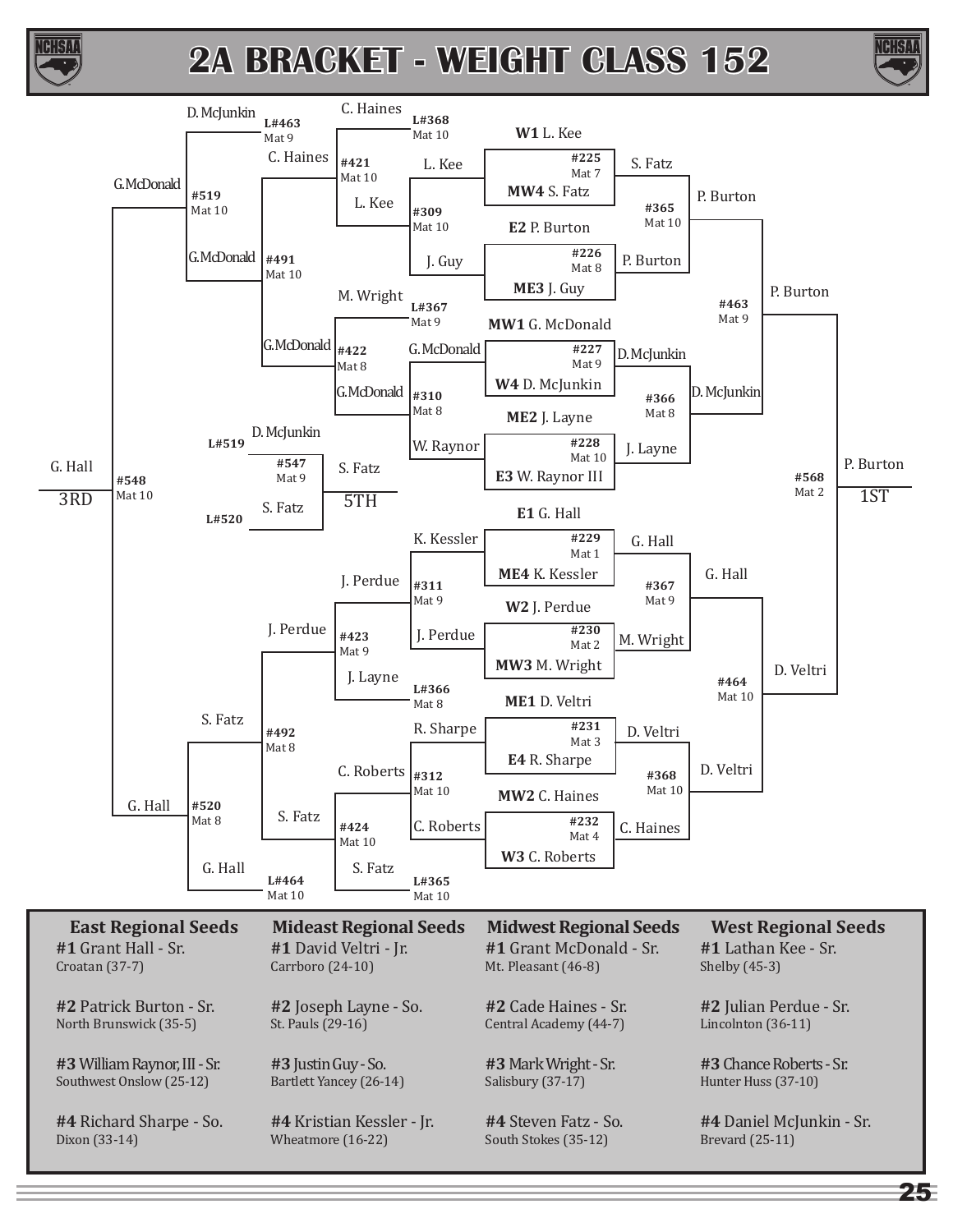# 2A BRACKET - WEIGHT CLASS 152

## First Round

| Bout | Mat | Wrestler | Wrestler | Winner |
|---|---|---|---|---|
| #225 | Mat 7 | W1 L. Kee | MW4 S. Fatz | L. Kee |
| #226 | Mat 8 | E2 P. Burton | ME3 J. Guy | P. Burton |
| #227 | Mat 9 | MW1 G. McDonald | W4 D. McJunkin | G. McDonald |
| #228 | Mat 10 | ME2 J. Layne | E3 W. Raynor III | W. Raynor |
| #229 | Mat 1 | E1 G. Hall | ME4 K. Kessler | G. Hall |
| #230 | Mat 2 | W2 J. Perdue | MW3 M. Wright | J. Perdue |
| #231 | Mat 3 | ME1 D. Veltri | E4 R. Sharpe | D. Veltri |
| #232 | Mat 4 | MW2 C. Haines | W3 C. Roberts | C. Roberts |

## Championship Bracket

| Bout | Mat | Wrestlers | Winner |
|---|---|---|---|
| #365 | Mat 10 | S. Fatz vs. P. Burton | P. Burton |
| #366 | Mat 8 | D. McJunkin vs. J. Layne | D. McJunkin |
| #367 | Mat 9 | G. Hall vs. M. Wright | G. Hall |
| #368 | Mat 10 | D. Veltri vs. C. Haines | D. Veltri |
| #463 | Mat 9 | P. Burton vs. D. McJunkin | P. Burton |
| #464 | Mat 10 | G. Hall vs. D. Veltri | D. Veltri |
| #568 | Mat 2 | P. Burton vs. D. Veltri | P. Burton — 1ST |

## Consolation Bracket

| Bout | Mat | Wrestlers | Winner |
|---|---|---|---|
| #309 | Mat 10 | L. Kee vs. J. Guy | L. Kee |
| #310 | Mat 8 | G. McDonald vs. W. Raynor | G. McDonald |
| #311 | Mat 9 | K. Kessler vs. J. Perdue | J. Perdue |
| #312 | Mat 10 | R. Sharpe vs. C. Roberts | C. Roberts |
| #421 | Mat 10 | C. Haines (L#368) vs. L. Kee | C. Haines |
| #422 | Mat 8 | M. Wright (L#367) vs. G. McDonald | G. McDonald |
| #423 | Mat 9 | J. Perdue vs. J. Layne (L#366) | J. Perdue |
| #424 | Mat 10 | C. Roberts vs. S. Fatz (L#365) | S. Fatz |
| #491 | Mat 10 | C. Haines vs. G. McDonald | G. McDonald |
| #492 | Mat 8 | J. Perdue vs. S. Fatz | S. Fatz |
| #519 | Mat 10 | D. McJunkin (L#463) vs. G. McDonald | G. McDonald |
| #520 | Mat 8 | S. Fatz vs. G. Hall (L#464) | G. Hall |
| #548 | Mat 10 | G. McDonald vs. G. Hall | G. Hall — 3RD |
| #547 | Mat 9 | D. McJunkin (L#519) vs. S. Fatz (L#520) | S. Fatz — 5TH |

## Regional Seeds

| | East Regional Seeds | Mideast Regional Seeds | Midwest Regional Seeds | West Regional Seeds |
|---|---|---|---|---|
| #1 | Grant Hall - Sr., Croatan (37-7) | David Veltri - Jr., Carrboro (24-10) | Grant McDonald - Sr., Mt. Pleasant (46-8) | Lathan Kee - Sr., Shelby (45-3) |
| #2 | Patrick Burton - Sr., North Brunswick (35-5) | Joseph Layne - So., St. Pauls (29-16) | Cade Haines - Sr., Central Academy (44-7) | Julian Perdue - Sr., Lincolnton (36-11) |
| #3 | William Raynor, III - Sr., Southwest Onslow (25-12) | Justin Guy - So., Bartlett Yancey (26-14) | Mark Wright - Sr., Salisbury (37-17) | Chance Roberts - Sr., Hunter Huss (37-10) |
| #4 | Richard Sharpe - So., Dixon (33-14) | Kristian Kessler - Jr., Wheatmore (16-22) | Steven Fatz - So., South Stokes (35-12) | Daniel McJunkin - Sr., Brevard (25-11) |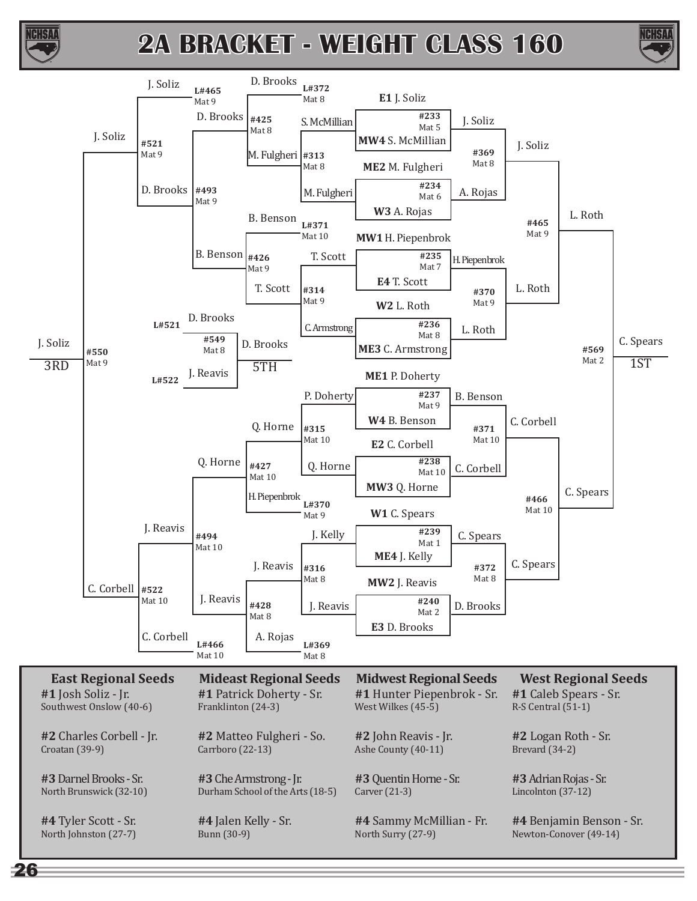# 2A BRACKET - WEIGHT CLASS 160

## Championship Bracket – First Round

| Bout | Mat | Wrestler 1 | Wrestler 2 | Winner |
|---|---|---|---|---|
| #233 | Mat 5 | E1 J. Soliz | MW4 S. McMillian | J. Soliz |
| #234 | Mat 6 | ME2 M. Fulgheri | W3 A. Rojas | A. Rojas |
| #235 | Mat 7 | MW1 H. Piepenbrok | E4 T. Scott | H. Piepenbrok |
| #236 | Mat 8 | W2 L. Roth | ME3 C. Armstrong | L. Roth |
| #237 | Mat 9 | ME1 P. Doherty | W4 B. Benson | B. Benson |
| #238 | Mat 10 | E2 C. Corbell | MW3 Q. Horne | C. Corbell |
| #239 | Mat 1 | W1 C. Spears | ME4 J. Kelly | C. Spears |
| #240 | Mat 2 | MW2 J. Reavis | E3 D. Brooks | D. Brooks |

## Championship Bracket – Quarterfinals, Semifinals, Final

| Bout | Mat | Wrestler 1 | Wrestler 2 | Winner |
|---|---|---|---|---|
| #369 | Mat 8 | J. Soliz | A. Rojas | J. Soliz |
| #370 | Mat 9 | H. Piepenbrok | L. Roth | L. Roth |
| #371 | Mat 10 | B. Benson | C. Corbell | C. Corbell |
| #372 | Mat 8 | C. Spears | D. Brooks | C. Spears |
| #465 | Mat 9 | J. Soliz | L. Roth | L. Roth |
| #466 | Mat 10 | C. Corbell | C. Spears | C. Spears |
| #569 | Mat 2 | L. Roth | C. Spears | C. Spears – 1ST |

## Consolation Bracket

| Bout | Mat | Wrestler 1 | Wrestler 2 | Winner |
|---|---|---|---|---|
| #313 | Mat 8 | S. McMillian | M. Fulgheri | M. Fulgheri |
| #314 | Mat 9 | T. Scott | C. Armstrong | T. Scott |
| #315 | Mat 10 | P. Doherty | Q. Horne | Q. Horne |
| #316 | Mat 8 | J. Kelly | J. Reavis | J. Reavis |
| #425 | Mat 8 | D. Brooks (L#372) | M. Fulgheri | D. Brooks |
| #426 | Mat 9 | B. Benson (L#371) | T. Scott | B. Benson |
| #427 | Mat 10 | Q. Horne | H. Piepenbrok (L#370) | Q. Horne |
| #428 | Mat 8 | J. Reavis | A. Rojas (L#369) | J. Reavis |
| #493 | Mat 9 | D. Brooks | B. Benson | D. Brooks |
| #494 | Mat 10 | Q. Horne | J. Reavis | J. Reavis |
| #521 | Mat 9 | J. Soliz (L#465) | D. Brooks | J. Soliz |
| #522 | Mat 10 | J. Reavis | C. Corbell (L#466) | C. Corbell |
| #550 | Mat 9 | J. Soliz | C. Corbell | J. Soliz – 3RD |
| #549 | Mat 8 | D. Brooks (L#521) | J. Reavis (L#522) | D. Brooks – 5TH |

## East Regional Seeds

**#1** Josh Soliz - Jr.
Southwest Onslow (40-6)

**#2** Charles Corbell - Jr.
Croatan (39-9)

**#3** Darnel Brooks - Sr.
North Brunswick (32-10)

**#4** Tyler Scott - Sr.
North Johnston (27-7)

## Mideast Regional Seeds

**#1** Patrick Doherty - Sr.
Franklinton (24-3)

**#2** Matteo Fulgheri - So.
Carrboro (22-13)

**#3** Che Armstrong - Jr.
Durham School of the Arts (18-5)

**#4** Jalen Kelly - Sr.
Bunn (30-9)

## Midwest Regional Seeds

**#1** Hunter Piepenbrok - Sr.
West Wilkes (45-5)

**#2** John Reavis - Jr.
Ashe County (40-11)

**#3** Quentin Horne - Sr.
Carver (21-3)

**#4** Sammy McMillian - Fr.
North Surry (27-9)

## West Regional Seeds

**#1** Caleb Spears - Sr.
R-S Central (51-1)

**#2** Logan Roth - Sr.
Brevard (34-2)

**#3** Adrian Rojas - Sr.
Lincolnton (37-12)

**#4** Benjamin Benson - Sr.
Newton-Conover (49-14)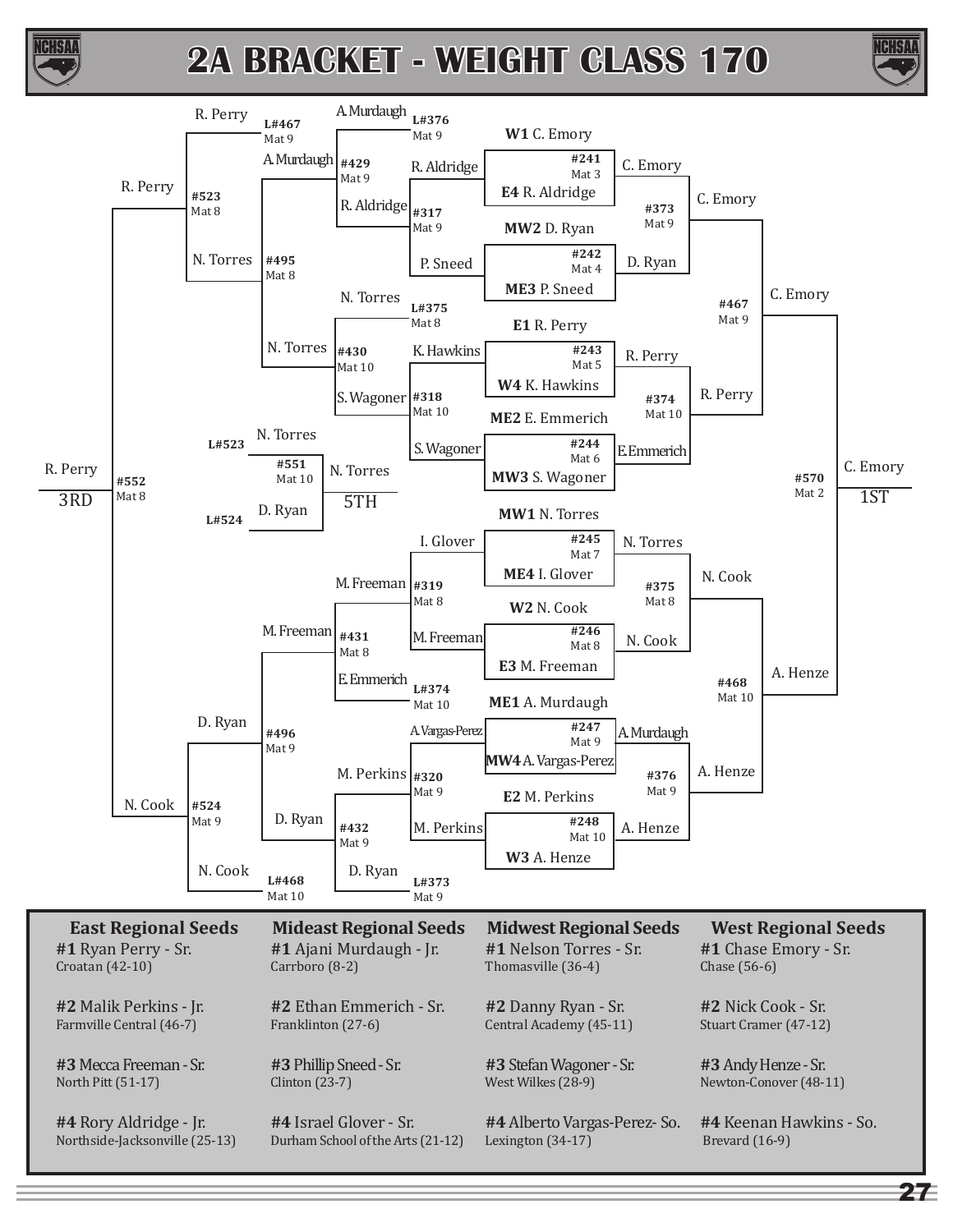# 2A BRACKET - WEIGHT CLASS 170

## Championship Bracket

### First Round

| Match | Mat | Wrestler 1 | Wrestler 2 | Winner |
|---|---|---|---|---|
| #241 | Mat 3 | W1 C. Emory | E4 R. Aldridge | C. Emory |
| #242 | Mat 4 | MW2 D. Ryan | ME3 P. Sneed | D. Ryan |
| #243 | Mat 5 | E1 R. Perry | W4 K. Hawkins | R. Perry |
| #244 | Mat 6 | ME2 E. Emmerich | MW3 S. Wagoner | E.Emmerich |
| #245 | Mat 7 | MW1 N. Torres | ME4 I. Glover | N. Torres |
| #246 | Mat 8 | W2 N. Cook | E3 M. Freeman | N. Cook |
| #247 | Mat 9 | ME1 A. Murdaugh | MW4 A. Vargas-Perez | A.Murdaugh |
| #248 | Mat 10 | E2 M. Perkins | W3 A. Henze | A. Henze |

### Quarterfinals

| Match | Mat | Wrestler 1 | Wrestler 2 | Winner |
|---|---|---|---|---|
| #373 | Mat 9 | C. Emory | D. Ryan | C. Emory |
| #374 | Mat 10 | R. Perry | E.Emmerich | R. Perry |
| #375 | Mat 8 | N. Torres | N. Cook | N. Cook |
| #376 | Mat 9 | A.Murdaugh | A. Henze | A. Henze |

### Semifinals

| Match | Mat | Wrestler 1 | Wrestler 2 | Winner |
|---|---|---|---|---|
| #467 | Mat 9 | C. Emory | R. Perry | C. Emory |
| #468 | Mat 10 | N. Cook | A. Henze | A. Henze |

### Final

| Match | Mat | Wrestler 1 | Wrestler 2 | Winner |
|---|---|---|---|---|
| #570 | Mat 2 | C. Emory | A. Henze | C. Emory - 1ST |

## Consolation Bracket

| Match | Mat | Wrestler 1 | Wrestler 2 | Winner |
|---|---|---|---|---|
| #317 | Mat 9 | R. Aldridge | P. Sneed | R. Aldridge |
| #318 | Mat 10 | K.Hawkins | S.Wagoner | S. Wagoner |
| #319 | Mat 8 | I. Glover | M.Freeman | M. Freeman |
| #320 | Mat 9 | A.Vargas-Perez | M. Perkins | M. Perkins |
| #429 | Mat 9 | A.Murdaugh (L#376) | R. Aldridge | A.Murdaugh |
| #430 | Mat 10 | N. Torres (L#375) | S.Wagoner | N. Torres |
| #431 | Mat 8 | M. Freeman | E.Emmerich (L#374) | M.Freeman |
| #432 | Mat 9 | M. Perkins | D. Ryan (L#373) | D. Ryan |
| #495 | Mat 8 | A.Murdaugh | N. Torres | N. Torres |
| #496 | Mat 9 | M.Freeman | D. Ryan | D. Ryan |
| #523 | Mat 8 | R. Perry (L#467) | N. Torres | R. Perry |
| #524 | Mat 9 | D. Ryan | N. Cook (L#468) | N. Cook |
| #552 | Mat 8 | R. Perry | N. Cook | R. Perry - 3RD |
| #551 | Mat 10 | N. Torres (L#523) | D. Ryan (L#524) | N. Torres - 5TH |

## Regional Seeds

| East Regional Seeds | Mideast Regional Seeds | Midwest Regional Seeds | West Regional Seeds |
|---|---|---|---|
| **#1** Ryan Perry - Sr. Croatan (42-10) | **#1** Ajani Murdaugh - Jr. Carrboro (8-2) | **#1** Nelson Torres - Sr. Thomasville (36-4) | **#1** Chase Emory - Sr. Chase (56-6) |
| **#2** Malik Perkins - Jr. Farmville Central (46-7) | **#2** Ethan Emmerich - Sr. Franklinton (27-6) | **#2** Danny Ryan - Sr. Central Academy (45-11) | **#2** Nick Cook - Sr. Stuart Cramer (47-12) |
| **#3** Mecca Freeman - Sr. North Pitt (51-17) | **#3** Phillip Sneed - Sr. Clinton (23-7) | **#3** Stefan Wagoner - Sr. West Wilkes (28-9) | **#3** Andy Henze - Sr. Newton-Conover (48-11) |
| **#4** Rory Aldridge - Jr. Northside-Jacksonville (25-13) | **#4** Israel Glover - Sr. Durham School of the Arts (21-12) | **#4** Alberto Vargas-Perez- So. Lexington (34-17) | **#4** Keenan Hawkins - So. Brevard (16-9) |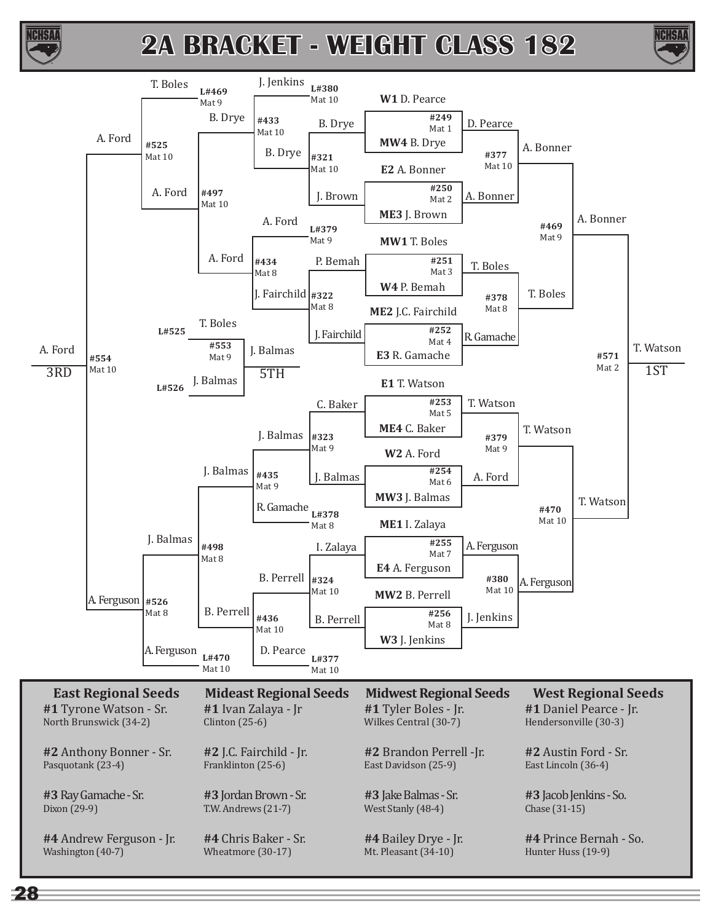# 2A BRACKET - WEIGHT CLASS 182

## First Round

| Match | Mat | Wrestler 1 | Wrestler 2 | Winner |
|---|---|---|---|---|
| #249 | Mat 1 | W1 D. Pearce | MW4 B. Drye | D. Pearce |
| #250 | Mat 2 | E2 A. Bonner | ME3 J. Brown | A. Bonner |
| #251 | Mat 3 | MW1 T. Boles | W4 P. Bemah | T. Boles |
| #252 | Mat 4 | ME2 J.C. Fairchild | E3 R. Gamache | R. Gamache |
| #253 | Mat 5 | E1 T. Watson | ME4 C. Baker | T. Watson |
| #254 | Mat 6 | W2 A. Ford | MW3 J. Balmas | A. Ford |
| #255 | Mat 7 | ME1 I. Zalaya | E4 A. Ferguson | A. Ferguson |
| #256 | Mat 8 | MW2 B. Perrell | W3 J. Jenkins | J. Jenkins |

## Championship Bracket

| Match | Mat | Wrestler 1 | Wrestler 2 | Winner |
|---|---|---|---|---|
| #377 | Mat 10 | D. Pearce | A. Bonner | A. Bonner |
| #378 | Mat 8 | T. Boles | R. Gamache | T. Boles |
| #379 | Mat 9 | T. Watson | A. Ford | T. Watson |
| #380 | Mat 10 | A. Ferguson | J. Jenkins | A. Ferguson |
| #469 | Mat 9 | A. Bonner | T. Boles | A. Bonner |
| #470 | Mat 10 | T. Watson | A. Ferguson | T. Watson |
| #571 | Mat 2 | A. Bonner | T. Watson | T. Watson (1ST) |

## Consolation Bracket

| Match | Mat | Wrestler 1 | Wrestler 2 | Winner |
|---|---|---|---|---|
| #321 | Mat 10 | B. Drye | J. Brown | B. Drye |
| #322 | Mat 8 | P. Bemah | J. Fairchild | J. Fairchild |
| #323 | Mat 9 | C. Baker | J. Balmas | J. Balmas |
| #324 | Mat 10 | I. Zalaya | B. Perrell | B. Perrell |
| #433 | Mat 10 | J. Jenkins (L#380) | B. Drye | B. Drye |
| #434 | Mat 8 | A. Ford (L#379) | J. Fairchild | A. Ford |
| #435 | Mat 9 | J. Balmas | R. Gamache (L#378) | J. Balmas |
| #436 | Mat 10 | B. Perrell | D. Pearce (L#377) | B. Perrell |
| #497 | Mat 10 | B. Drye | A. Ford | A. Ford |
| #498 | Mat 8 | J. Balmas | B. Perrell | J. Balmas |
| #525 | Mat 10 | T. Boles (L#469) | A. Ford | A. Ford |
| #526 | Mat 8 | J. Balmas | A. Ferguson (L#470) | A. Ferguson |
| #553 | Mat 9 | T. Boles (L#525) | J. Balmas (L#526) | J. Balmas (5TH) |
| #554 | Mat 10 | A. Ford | A. Ferguson | A. Ford (3RD) |

## Seeds

**East Regional Seeds**
- **#1** Tyrone Watson - Sr. — North Brunswick (34-2)
- **#2** Anthony Bonner - Sr. — Pasquotank (23-4)
- **#3** Ray Gamache - Sr. — Dixon (29-9)
- **#4** Andrew Ferguson - Jr. — Washington (40-7)

**Mideast Regional Seeds**
- **#1** Ivan Zalaya - Jr — Clinton (25-6)
- **#2** J.C. Fairchild - Jr. — Franklinton (25-6)
- **#3** Jordan Brown - Sr. — T.W. Andrews (21-7)
- **#4** Chris Baker - Sr. — Wheatmore (30-17)

**Midwest Regional Seeds**
- **#1** Tyler Boles - Jr. — Wilkes Central (30-7)
- **#2** Brandon Perrell -Jr. — East Davidson (25-9)
- **#3** Jake Balmas - Sr. — West Stanly (48-4)
- **#4** Bailey Drye - Jr. — Mt. Pleasant (34-10)

**West Regional Seeds**
- **#1** Daniel Pearce - Jr. — Hendersonville (30-3)
- **#2** Austin Ford - Sr. — East Lincoln (36-4)
- **#3** Jacob Jenkins - So. — Chase (31-15)
- **#4** Prince Bernah - So. — Hunter Huss (19-9)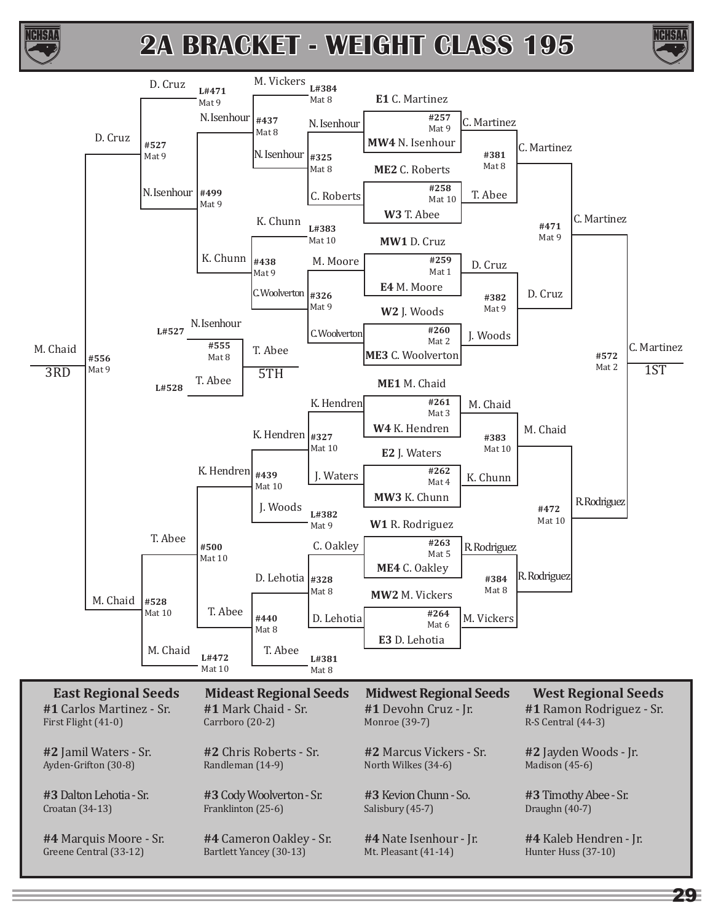# 2A BRACKET - WEIGHT CLASS 195

## Championship Bracket

### First Round

| Bout | Mat | Wrestler | Wrestler | Winner |
|---|---|---|---|---|
| #257 | Mat 9 | E1 C. Martinez | MW4 N. Isenhour | C. Martinez |
| #258 | Mat 10 | ME2 C. Roberts | W3 T. Abee | T. Abee |
| #259 | Mat 1 | MW1 D. Cruz | E4 M. Moore | D. Cruz |
| #260 | Mat 2 | W2 J. Woods | ME3 C. Woolverton | J. Woods |
| #261 | Mat 3 | ME1 M. Chaid | W4 K. Hendren | M. Chaid |
| #262 | Mat 4 | E2 J. Waters | MW3 K. Chunn | K. Chunn |
| #263 | Mat 5 | W1 R. Rodriguez | ME4 C. Oakley | R. Rodriguez |
| #264 | Mat 6 | MW2 M. Vickers | E3 D. Lehotia | M. Vickers |

### Quarterfinals

| Bout | Mat | Wrestler | Wrestler | Winner |
|---|---|---|---|---|
| #381 | Mat 8 | C. Martinez | T. Abee | C. Martinez |
| #382 | Mat 9 | D. Cruz | J. Woods | D. Cruz |
| #383 | Mat 10 | M. Chaid | K. Chunn | M. Chaid |
| #384 | Mat 8 | R. Rodriguez | M. Vickers | R. Rodriguez |

### Semifinals

| Bout | Mat | Wrestler | Wrestler | Winner |
|---|---|---|---|---|
| #471 | Mat 9 | C. Martinez | D. Cruz | C. Martinez |
| #472 | Mat 10 | M. Chaid | R. Rodriguez | R. Rodriguez |

### Final

| Bout | Mat | Wrestler | Wrestler | Winner |
|---|---|---|---|---|
| #572 | Mat 2 | C. Martinez | R. Rodriguez | C. Martinez — 1ST |

## Consolation Bracket

| Bout | Mat | Wrestler | Wrestler | Winner |
|---|---|---|---|---|
| #325 | Mat 8 | N. Isenhour | C. Roberts | N. Isenhour |
| #326 | Mat 9 | M. Moore | C. Woolverton | C. Woolverton |
| #327 | Mat 10 | K. Hendren | J. Waters | K. Hendren |
| #328 | Mat 8 | C. Oakley | D. Lehotia | D. Lehotia |
| #437 | Mat 8 | M. Vickers (L#384, Mat 8) | N. Isenhour | N. Isenhour |
| #438 | Mat 9 | K. Chunn (L#383, Mat 10) | C. Woolverton | K. Chunn |
| #439 | Mat 10 | K. Hendren | J. Woods (L#382, Mat 9) | K. Hendren |
| #440 | Mat 8 | D. Lehotia | T. Abee (L#381, Mat 8) | T. Abee |
| #499 | Mat 9 | N. Isenhour | K. Chunn | N. Isenhour |
| #500 | Mat 10 | K. Hendren | T. Abee | T. Abee |
| #527 | Mat 9 | D. Cruz (L#471, Mat 9) | N. Isenhour | D. Cruz |
| #528 | Mat 10 | T. Abee | M. Chaid (L#472, Mat 10) | M. Chaid |
| #556 | Mat 9 | D. Cruz | M. Chaid | M. Chaid — 3RD |
| #555 | Mat 8 | N. Isenhour (L#527) | T. Abee (L#528) | T. Abee — 5TH |

## Regional Seeds

| East Regional Seeds | Mideast Regional Seeds | Midwest Regional Seeds | West Regional Seeds |
|---|---|---|---|
| **#1** Carlos Martinez - Sr.<br>First Flight (41-0) | **#1** Mark Chaid - Sr.<br>Carrboro (20-2) | **#1** Devohn Cruz - Jr.<br>Monroe (39-7) | **#1** Ramon Rodriguez - Sr.<br>R-S Central (44-3) |
| **#2** Jamil Waters - Sr.<br>Ayden-Grifton (30-8) | **#2** Chris Roberts - Sr.<br>Randleman (14-9) | **#2** Marcus Vickers - Sr.<br>North Wilkes (34-6) | **#2** Jayden Woods - Jr.<br>Madison (45-6) |
| **#3** Dalton Lehotia - Sr.<br>Croatan (34-13) | **#3** Cody Woolverton - Sr.<br>Franklinton (25-6) | **#3** Kevion Chunn - So.<br>Salisbury (45-7) | **#3** Timothy Abee - Sr.<br>Draughn (40-7) |
| **#4** Marquis Moore - Sr.<br>Greene Central (33-12) | **#4** Cameron Oakley - Sr.<br>Bartlett Yancey (30-13) | **#4** Nate Isenhour - Jr.<br>Mt. Pleasant (41-14) | **#4** Kaleb Hendren - Jr.<br>Hunter Huss (37-10) |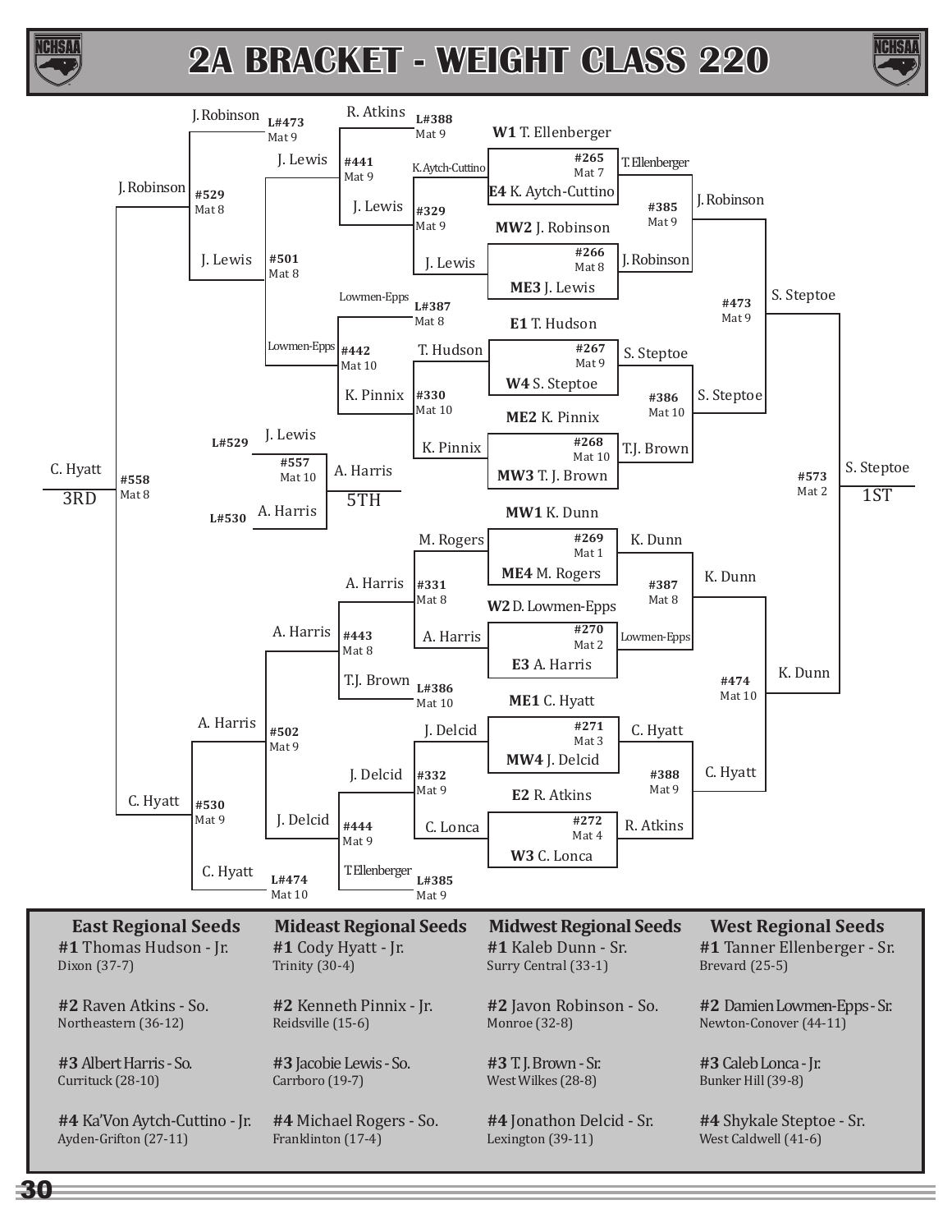# 2A BRACKET - WEIGHT CLASS 220

## Championship Bracket

### First Round

| Match | Mat | Wrestler | Wrestler | Winner |
|---|---|---|---|---|
| #265 | Mat 7 | W1 T. Ellenberger | E4 K. Aytch-Cuttino | T. Ellenberger |
| #266 | Mat 8 | MW2 J. Robinson | ME3 J. Lewis | J. Robinson |
| #267 | Mat 9 | E1 T. Hudson | W4 S. Steptoe | S. Steptoe |
| #268 | Mat 10 | ME2 K. Pinnix | MW3 T. J. Brown | T.J. Brown |
| #269 | Mat 1 | MW1 K. Dunn | ME4 M. Rogers | K. Dunn |
| #270 | Mat 2 | W2 D. Lowmen-Epps | E3 A. Harris | Lowmen-Epps |
| #271 | Mat 3 | ME1 C. Hyatt | MW4 J. Delcid | C. Hyatt |
| #272 | Mat 4 | E2 R. Atkins | W3 C. Lonca | R. Atkins |

### Quarterfinals

| Match | Mat | Wrestler | Wrestler | Winner |
|---|---|---|---|---|
| #385 | Mat 9 | T. Ellenberger | J. Robinson | J. Robinson |
| #386 | Mat 10 | S. Steptoe | T.J. Brown | S. Steptoe |
| #387 | Mat 8 | K. Dunn | Lowmen-Epps | K. Dunn |
| #388 | Mat 9 | C. Hyatt | R. Atkins | C. Hyatt |

### Semifinals

| Match | Mat | Wrestler | Wrestler | Winner |
|---|---|---|---|---|
| #473 | Mat 9 | J. Robinson | S. Steptoe | S. Steptoe |
| #474 | Mat 10 | K. Dunn | C. Hyatt | K. Dunn |

### Final

| Match | Mat | Wrestler | Wrestler | Winner |
|---|---|---|---|---|
| #573 | Mat 2 | S. Steptoe | K. Dunn | S. Steptoe - 1ST |

## Consolation Bracket

### Consolation Round 1

| Match | Mat | Wrestler | Wrestler | Winner |
|---|---|---|---|---|
| #329 | Mat 9 | K. Aytch-Cuttino | J. Lewis | J. Lewis |
| #330 | Mat 10 | T. Hudson | K. Pinnix | K. Pinnix |
| #331 | Mat 8 | M. Rogers | A. Harris | A. Harris |
| #332 | Mat 9 | J. Delcid | C. Lonca | J. Delcid |

### Consolation Round 2

| Match | Mat | Wrestler | Wrestler | Winner |
|---|---|---|---|---|
| #441 | Mat 9 | R. Atkins (L#388, Mat 9) | J. Lewis | J. Lewis |
| #442 | Mat 10 | Lowmen-Epps (L#387, Mat 8) | K. Pinnix | Lowmen-Epps |
| #443 | Mat 8 | A. Harris | T.J. Brown (L#386, Mat 10) | A. Harris |
| #444 | Mat 9 | J. Delcid | T. Ellenberger (L#385, Mat 9) | J. Delcid |

### Consolation Quarterfinals

| Match | Mat | Wrestler | Wrestler | Winner |
|---|---|---|---|---|
| #501 | Mat 8 | J. Lewis | Lowmen-Epps | J. Lewis |
| #502 | Mat 9 | A. Harris | J. Delcid | A. Harris |

### Consolation Semifinals

| Match | Mat | Wrestler | Wrestler | Winner |
|---|---|---|---|---|
| #529 | Mat 8 | J. Robinson (L#473, Mat 9) | J. Lewis | J. Robinson |
| #530 | Mat 9 | A. Harris | C. Hyatt (L#474, Mat 10) | C. Hyatt |

### 3rd Place

| Match | Mat | Wrestler | Wrestler | Winner |
|---|---|---|---|---|
| #558 | Mat 8 | J. Robinson | C. Hyatt | C. Hyatt - 3RD |

### 5th Place

| Match | Mat | Wrestler | Wrestler | Winner |
|---|---|---|---|---|
| #557 | Mat 10 | J. Lewis (L#529) | A. Harris (L#530) | A. Harris - 5TH |

## Regional Seeds

| East Regional Seeds | Mideast Regional Seeds | Midwest Regional Seeds | West Regional Seeds |
|---|---|---|---|
| **#1** Thomas Hudson - Jr. Dixon (37-7) | **#1** Cody Hyatt - Jr. Trinity (30-4) | **#1** Kaleb Dunn - Sr. Surry Central (33-1) | **#1** Tanner Ellenberger - Sr. Brevard (25-5) |
| **#2** Raven Atkins - So. Northeastern (36-12) | **#2** Kenneth Pinnix - Jr. Reidsville (15-6) | **#2** Javon Robinson - So. Monroe (32-8) | **#2** Damien Lowmen-Epps - Sr. Newton-Conover (44-11) |
| **#3** Albert Harris - So. Currituck (28-10) | **#3** Jacobie Lewis - So. Carrboro (19-7) | **#3** T. J. Brown - Sr. West Wilkes (28-8) | **#3** Caleb Lonca - Jr. Bunker Hill (39-8) |
| **#4** Ka'Von Aytch-Cuttino - Jr. Ayden-Grifton (27-11) | **#4** Michael Rogers - So. Franklinton (17-4) | **#4** Jonathon Delcid - Sr. Lexington (39-11) | **#4** Shykale Steptoe - Sr. West Caldwell (41-6) |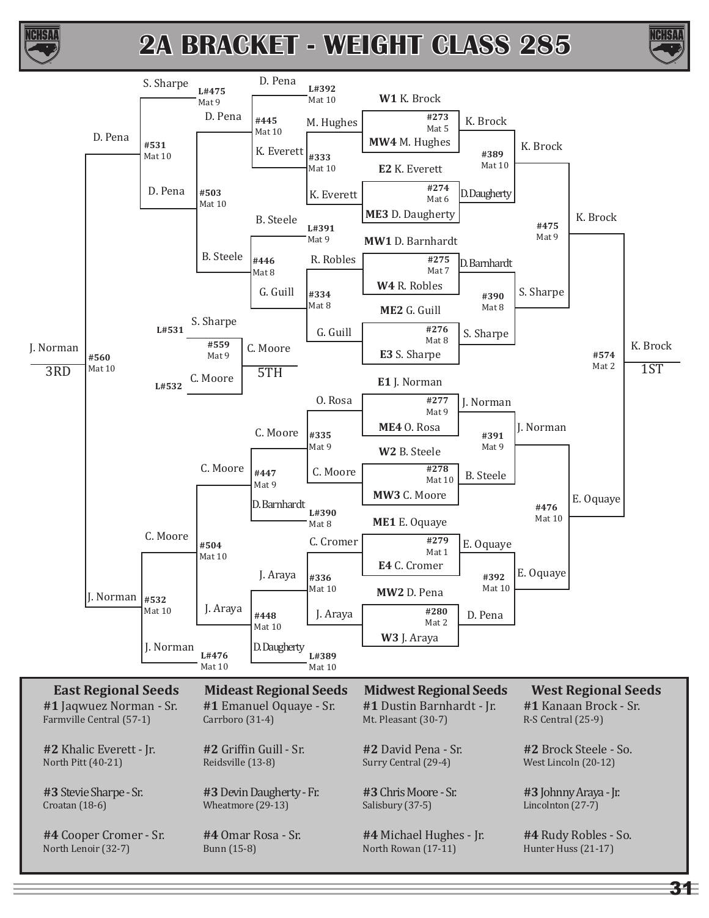# 2A BRACKET - WEIGHT CLASS 285

W1 K. Brock
#273 Mat 5
MW4 M. Hughes

E2 K. Everett
#274 Mat 6
ME3 D. Daugherty

MW1 D. Barnhardt
#275 Mat 7
W4 R. Robles

ME2 G. Guill
#276 Mat 8
E3 S. Sharpe

E1 J. Norman
#277 Mat 9
ME4 O. Rosa

W2 B. Steele
#278 Mat 10
MW3 C. Moore

ME1 E. Oquaye
#279 Mat 1
E4 C. Cromer

MW2 D. Pena
#280 Mat 2
W3 J. Araya

K. Brock
#389 Mat 10
D.Daugherty

D.Barnhardt
#390 Mat 8
S. Sharpe

J. Norman
#391 Mat 9
B. Steele

E. Oquaye
#392 Mat 10
D. Pena

K. Brock
#475 Mat 9
S. Sharpe

J. Norman
#476 Mat 10
E. Oquaye

K. Brock
#574 Mat 2
K. Brock
1ST

M. Hughes
#333 Mat 10
K. Everett

R. Robles
#334 Mat 8
G. Guill

O. Rosa
#335 Mat 9
C. Moore

C. Cromer
#336 Mat 10
J. Araya

D. Pena
L#392 Mat 10
D. Pena
#445 Mat 10
K. Everett

B. Steele
L#391 Mat 9
B. Steele
#446 Mat 8
G. Guill

C. Moore
#447 Mat 9
D.Barnhardt
L#390 Mat 8

J. Araya
#448 Mat 10
D.Daugherty
L#389 Mat 10

D. Pena
#503 Mat 10
B. Steele

C. Moore
#504 Mat 10
J. Araya

S. Sharpe
L#475 Mat 9
D. Pena
#531 Mat 10
D. Pena

C. Moore
#532 Mat 10
J. Norman
L#476 Mat 10

D. Pena
#560 Mat 10
J. Norman
J. Norman
3RD

S. Sharpe
L#531
#559 Mat 9
C. Moore
L#532
C. Moore
5TH

| East Regional Seeds | Mideast Regional Seeds | Midwest Regional Seeds | West Regional Seeds |
|---|---|---|---|
| **#1** Jaqwuez Norman - Sr. Farmville Central (57-1) | **#1** Emanuel Oquaye - Sr. Carrboro (31-4) | **#1** Dustin Barnhardt - Jr. Mt. Pleasant (30-7) | **#1** Kanaan Brock - Sr. R-S Central (25-9) |
| **#2** Khalic Everett - Jr. North Pitt (40-21) | **#2** Griffin Guill - Sr. Reidsville (13-8) | **#2** David Pena - Sr. Surry Central (29-4) | **#2** Brock Steele - So. West Lincoln (20-12) |
| **#3** Stevie Sharpe - Sr. Croatan (18-6) | **#3** Devin Daugherty - Fr. Wheatmore (29-13) | **#3** Chris Moore - Sr. Salisbury (37-5) | **#3** Johnny Araya - Jr. Lincolnton (27-7) |
| **#4** Cooper Cromer - Sr. North Lenoir (32-7) | **#4** Omar Rosa - Sr. Bunn (15-8) | **#4** Michael Hughes - Jr. North Rowan (17-11) | **#4** Rudy Robles - So. Hunter Huss (21-17) |